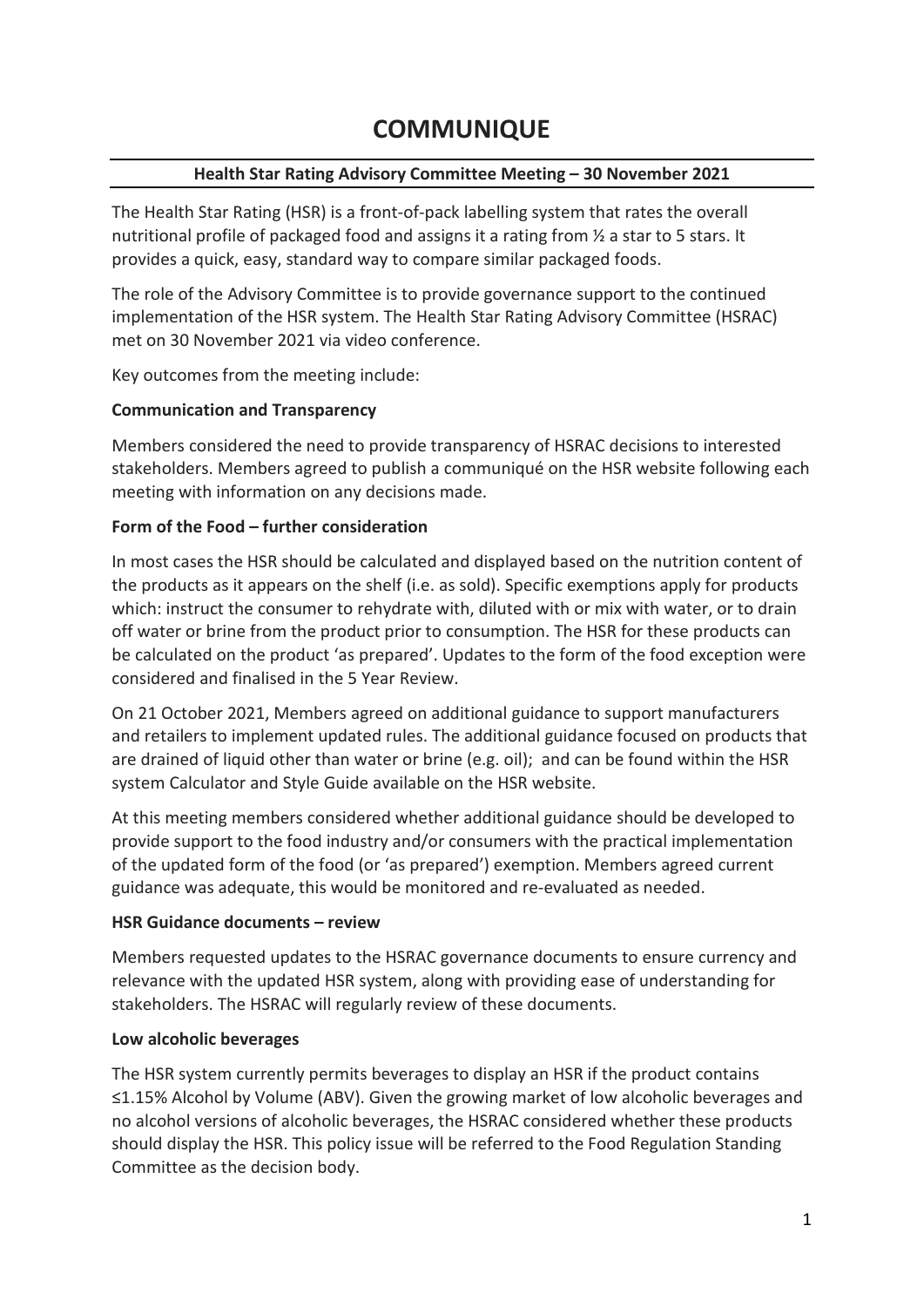# COMMUNIQUE

**Health Star Rating Advisory Committee Meeting – 30 November 2021**

The Health Star Rating (HSR) is a front-of-pack labelling system that rates the overall nutritional profile of packaged food and assigns it a rating from ½ a star to 5 stars. It provides a quick, easy, standard way to compare similar packaged foods.

The role of the Advisory Committee is to provide governance support to the continued implementation of the HSR system. The Health Star Rating Advisory Committee (HSRAC) met on 30 November 2021 via video conference.

Key outcomes from the meeting include:

**Communication and Transparency**

Members considered the need to provide transparency of HSRAC decisions to interested stakeholders. Members agreed to publish a communiqué on the HSR website following each meeting with information on any decisions made.

**Form of the Food – further consideration**

In most cases the HSR should be calculated and displayed based on the nutrition content of the products as it appears on the shelf (i.e. as sold). Specific exemptions apply for products which: instruct the consumer to rehydrate with, diluted with or mix with water, or to drain off water or brine from the product prior to consumption. The HSR for these products can be calculated on the product 'as prepared'. Updates to the form of the food exception were considered and finalised in the 5 Year Review.

On 21 October 2021, Members agreed on additional guidance to support manufacturers and retailers to implement updated rules. The additional guidance focused on products that are drained of liquid other than water or brine (e.g. oil); and can be found within the HSR system Calculator and Style Guide available on the HSR website.

At this meeting members considered whether additional guidance should be developed to provide support to the food industry and/or consumers with the practical implementation of the updated form of the food (or 'as prepared') exemption. Members agreed current guidance was adequate, this would be monitored and re-evaluated as needed.

**HSR Guidance documents – review**

Members requested updates to the HSRAC governance documents to ensure currency and relevance with the updated HSR system, along with providing ease of understanding for stakeholders. The HSRAC will regularly review of these documents.

**Low alcoholic beverages**

The HSR system currently permits beverages to display an HSR if the product contains ≤1.15% Alcohol by Volume (ABV). Given the growing market of low alcoholic beverages and no alcohol versions of alcoholic beverages, the HSRAC considered whether these products should display the HSR. This policy issue will be referred to the Food Regulation Standing Committee as the decision body.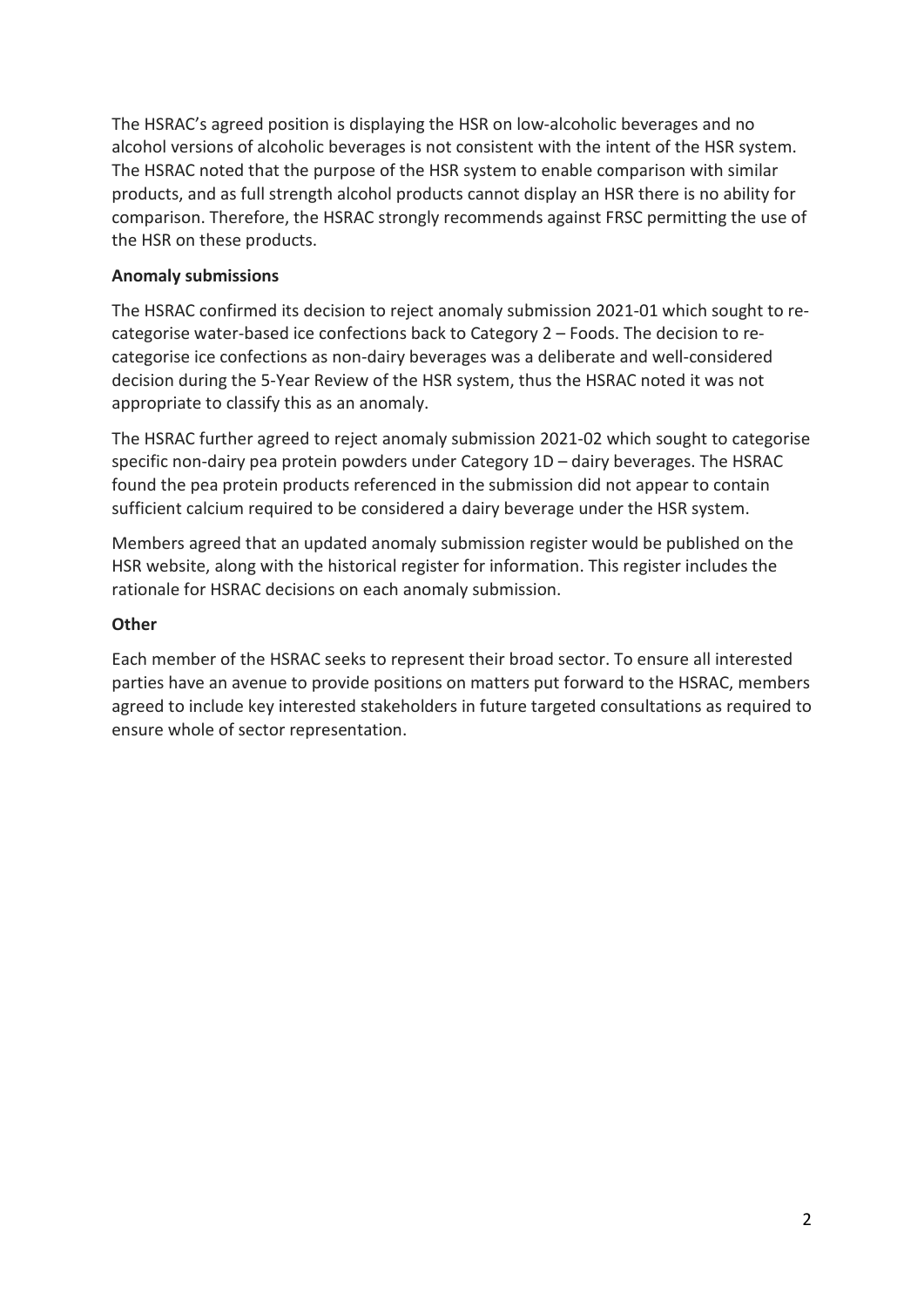The HSRAC's agreed position is displaying the HSR on low-alcoholic beverages and no alcohol versions of alcoholic beverages is not consistent with the intent of the HSR system. The HSRAC noted that the purpose of the HSR system to enable comparison with similar products, and as full strength alcohol products cannot display an HSR there is no ability for comparison. Therefore, the HSRAC strongly recommends against FRSC permitting the use of the HSR on these products.

**Anomaly submissions**

The HSRAC confirmed its decision to reject anomaly submission 2021-01 which sought to re-categorise water-based ice confections back to Category 2 – Foods. The decision to re-categorise ice confections as non-dairy beverages was a deliberate and well-considered decision during the 5-Year Review of the HSR system, thus the HSRAC noted it was not appropriate to classify this as an anomaly.

The HSRAC further agreed to reject anomaly submission 2021-02 which sought to categorise specific non-dairy pea protein powders under Category 1D – dairy beverages. The HSRAC found the pea protein products referenced in the submission did not appear to contain sufficient calcium required to be considered a dairy beverage under the HSR system.

Members agreed that an updated anomaly submission register would be published on the HSR website, along with the historical register for information. This register includes the rationale for HSRAC decisions on each anomaly submission.

**Other**

Each member of the HSRAC seeks to represent their broad sector. To ensure all interested parties have an avenue to provide positions on matters put forward to the HSRAC, members agreed to include key interested stakeholders in future targeted consultations as required to ensure whole of sector representation.